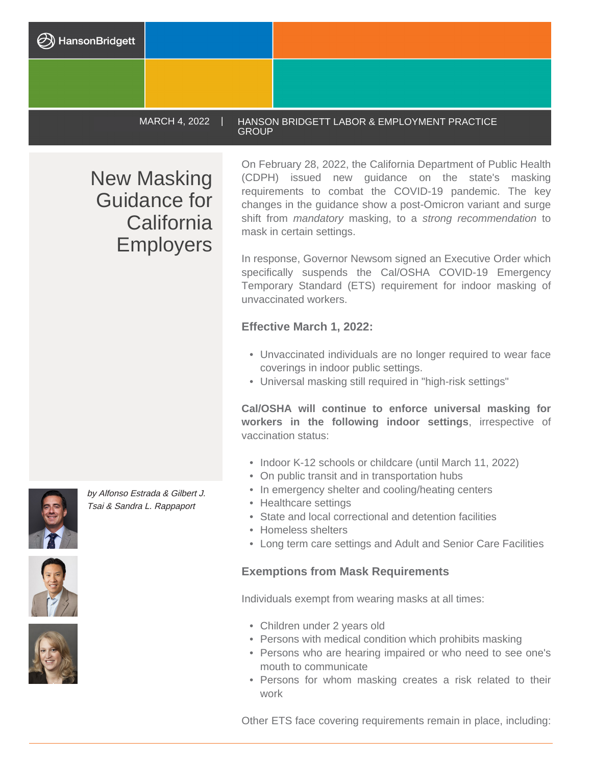HansonBridgett

MARCH 4, 2022 | HANSON BRIDGETT LABOR & EMPLOYMENT PRACTICE GROUP

# New Masking Guidance for California Employers

*by Alfonso Estrada & Gilbert J. Tsai & Sandra L. Rappaport*

On February 28, 2022, the California Department of Public Health (CDPH) issued new guidance on the state's masking requirements to combat the COVID-19 pandemic. The key changes in the guidance show a post-Omicron variant and surge shift from *mandatory* masking, to a *strong recommendation* to mask in certain settings.

In response, Governor Newsom signed an Executive Order which specifically suspends the Cal/OSHA COVID-19 Emergency Temporary Standard (ETS) requirement for indoor masking of unvaccinated workers.

### Effective March 1, 2022:

- Unvaccinated individuals are no longer required to wear face coverings in indoor public settings.
- Universal masking still required in "high-risk settings"

**Cal/OSHA will continue to enforce universal masking for workers in the following indoor settings**, irrespective of vaccination status:

- Indoor K-12 schools or childcare (until March 11, 2022)
- On public transit and in transportation hubs
- In emergency shelter and cooling/heating centers
- Healthcare settings
- State and local correctional and detention facilities
- Homeless shelters
- Long term care settings and Adult and Senior Care Facilities

### Exemptions from Mask Requirements

Individuals exempt from wearing masks at all times:

- Children under 2 years old
- Persons with medical condition which prohibits masking
- Persons who are hearing impaired or who need to see one's mouth to communicate
- Persons for whom masking creates a risk related to their work

Other ETS face covering requirements remain in place, including: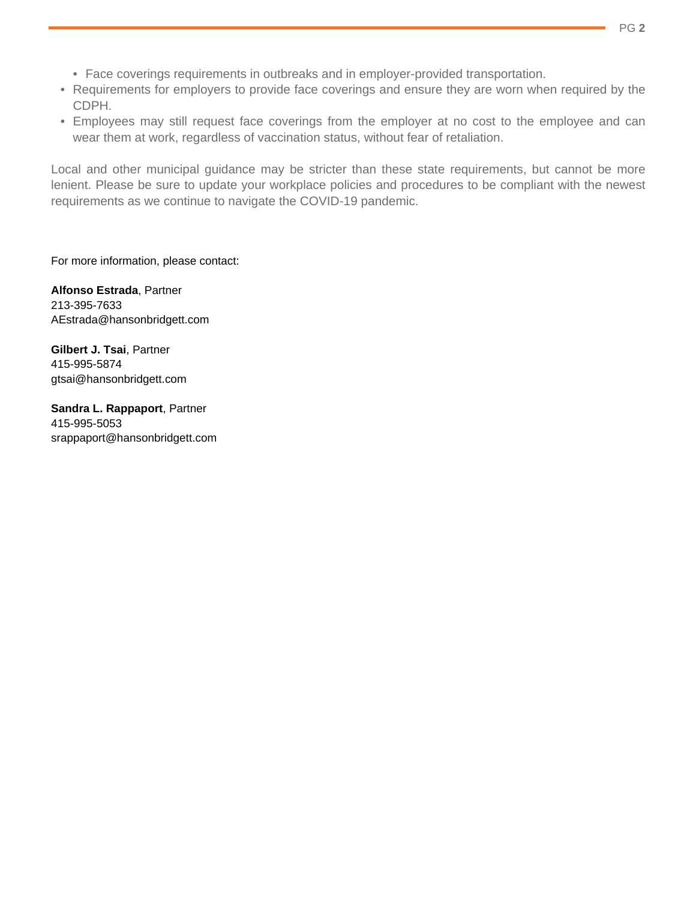- Face coverings requirements in outbreaks and in employer-provided transportation.
- Requirements for employers to provide face coverings and ensure they are worn when required by the CDPH.
- Employees may still request face coverings from the employer at no cost to the employee and can wear them at work, regardless of vaccination status, without fear of retaliation.

Local and other municipal guidance may be stricter than these state requirements, but cannot be more lenient. Please be sure to update your workplace policies and procedures to be compliant with the newest requirements as we continue to navigate the COVID-19 pandemic.

For more information, please contact:

**Alfonso Estrada**, Partner  
213-395-7633  
AEstrada@hansonbridgett.com

**Gilbert J. Tsai**, Partner  
415-995-5874  
gtsai@hansonbridgett.com

**Sandra L. Rappaport**, Partner  
415-995-5053  
srappaport@hansonbridgett.com